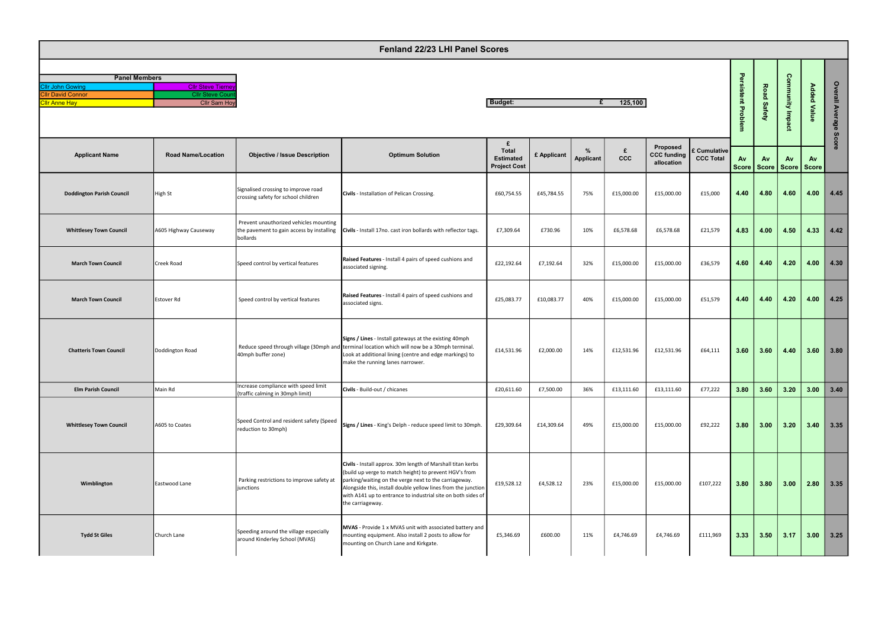# Fenland 22/23 LHI Panel Scores

| Panel Members | |
|---|---|
| Cllr John Gowing | Cllr Steve Tierney |
| Cllr David Connor | Cllr Steve Count |
| Cllr Anne Hay | Cllr Sam Hoy |

**Budget:** £ 125,100

| Applicant Name | Road Name/Location | Objective / Issue Description | Optimum Solution | £ Total Estimated Project Cost | £ Applicant | % Applicant | £ CCC | Proposed CCC funding allocation | £ Cumulative CCC Total | Persistent Problem Av Score | Road Safety Av Score | Community Impact Av Score | Added Value Av Score | Overall Average Score |
|---|---|---|---|---|---|---|---|---|---|---|---|---|---|---|
| **Doddington Parish Council** | High St | Signalised crossing to improve road crossing safety for school children | **Civils** - Installation of Pelican Crossing. | £60,754.55 | £45,784.55 | 75% | £15,000.00 | £15,000.00 | £15,000 | 4.40 | 4.80 | 4.60 | 4.00 | 4.45 |
| **Whittlesey Town Council** | A605 Highway Causeway | Prevent unauthorized vehicles mounting the pavement to gain access by installing bollards | **Civils** - Install 17no. cast iron bollards with reflector tags. | £7,309.64 | £730.96 | 10% | £6,578.68 | £6,578.68 | £21,579 | 4.83 | 4.00 | 4.50 | 4.33 | 4.42 |
| **March Town Council** | Creek Road | Speed control by vertical features | **Raised Features** - Install 4 pairs of speed cushions and associated signing. | £22,192.64 | £7,192.64 | 32% | £15,000.00 | £15,000.00 | £36,579 | 4.60 | 4.40 | 4.20 | 4.00 | 4.30 |
| **March Town Council** | Estover Rd | Speed control by vertical features | **Raised Features** - Install 4 pairs of speed cushions and associated signs. | £25,083.77 | £10,083.77 | 40% | £15,000.00 | £15,000.00 | £51,579 | 4.40 | 4.40 | 4.20 | 4.00 | 4.25 |
| **Chatteris Town Council** | Doddington Road | Reduce speed through village (30mph and 40mph buffer zone) | **Signs / Lines** - Install gateways at the existing 40mph terminal location which will now be a 30mph terminal. Look at additional lining (centre and edge markings) to make the running lanes narrower. | £14,531.96 | £2,000.00 | 14% | £12,531.96 | £12,531.96 | £64,111 | 3.60 | 3.60 | 4.40 | 3.60 | 3.80 |
| **Elm Parish Council** | Main Rd | Increase compliance with speed limit (traffic calming in 30mph limit) | **Civils** - Build-out / chicanes | £20,611.60 | £7,500.00 | 36% | £13,111.60 | £13,111.60 | £77,222 | 3.80 | 3.60 | 3.20 | 3.00 | 3.40 |
| **Whittlesey Town Council** | A605 to Coates | Speed Control and resident safety (Speed reduction to 30mph) | **Signs / Lines** - King's Delph - reduce speed limit to 30mph. | £29,309.64 | £14,309.64 | 49% | £15,000.00 | £15,000.00 | £92,222 | 3.80 | 3.00 | 3.20 | 3.40 | 3.35 |
| **Wimblington** | Eastwood Lane | Parking restrictions to improve safety at junctions | **Civils** - Install approx. 30m length of Marshall titan kerbs (build up verge to match height) to prevent HGV's from parking/waiting on the verge next to the carriageway. Alongside this, install double yellow lines from the junction with A141 up to entrance to industrial site on both sides of the carriageway. | £19,528.12 | £4,528.12 | 23% | £15,000.00 | £15,000.00 | £107,222 | 3.80 | 3.80 | 3.00 | 2.80 | 3.35 |
| **Tydd St Giles** | Church Lane | Speeding around the village especially around Kinderley School (MVAS) | **MVAS** - Provide 1 x MVAS unit with associated battery and mounting equipment. Also install 2 posts to allow for mounting on Church Lane and Kirkgate. | £5,346.69 | £600.00 | 11% | £4,746.69 | £4,746.69 | £111,969 | 3.33 | 3.50 | 3.17 | 3.00 | 3.25 |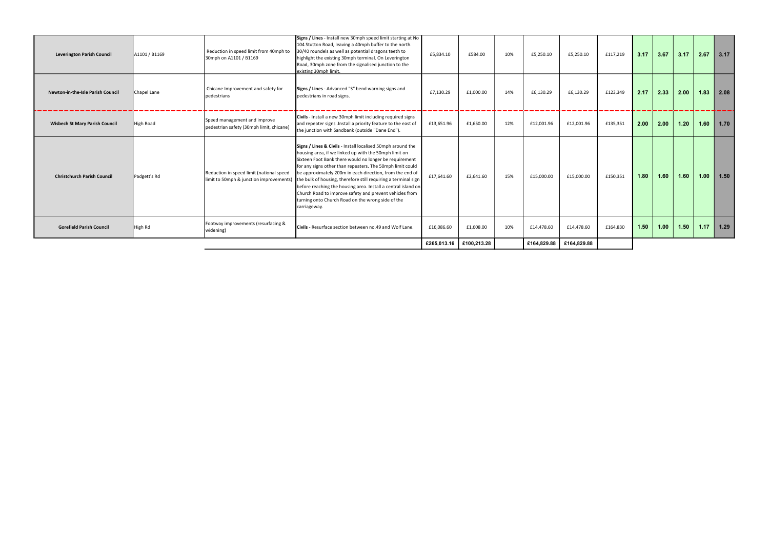| | | | | | | | | | | | | | | | |
|---|---|---|---|---|---|---|---|---|---|---|---|---|---|---|---|
| **Leverington Parish Council** | A1101 / B1169 | Reduction in speed limit from 40mph to 30mph on A1101 / B1169 | **Signs / Lines** - Install new 30mph speed limit starting at No 104 Stutton Road, leaving a 40mph buffer to the north. 30/40 roundels as well as potential dragons teeth to highlight the existing 30mph terminal. On Leverington Road, 30mph zone from the signalised junction to the existing 30mph limit. | £5,834.10 | £584.00 | 10% | £5,250.10 | £5,250.10 | £117,219 | 3.17 | 3.67 | 3.17 | 2.67 | 3.17 |
| **Newton-in-the-Isle Parish Council** | Chapel Lane | Chicane Improvement and safety for pedestrians | **Signs / Lines** - Advanced "S" bend warning signs and pedestrians in road signs. | £7,130.29 | £1,000.00 | 14% | £6,130.29 | £6,130.29 | £123,349 | 2.17 | 2.33 | 2.00 | 1.83 | 2.08 |
| **Wisbech St Mary Parish Council** | High Road | Speed management and improve pedestrian safety (30mph limit, chicane) | **Civils** - Install a new 30mph limit including required signs and repeater signs .Install a priority feature to the east of the junction with Sandbank (outside "Dane End"). | £13,651.96 | £1,650.00 | 12% | £12,001.96 | £12,001.96 | £135,351 | 2.00 | 2.00 | 1.20 | 1.60 | 1.70 |
| **Christchurch Parish Council** | Padgett's Rd | Reduction in speed limit (national speed limit to 50mph & junction improvements) | **Signs / Lines & Civils** - Install localised 50mph around the housing area, if we linked up with the 50mph limit on Sixteen Foot Bank there would no longer be requirement for any signs other than repeaters. The 50mph limit could be approximately 200m in each direction, from the end of the bulk of housing, therefore still requiring a terminal sign before reaching the housing area. Install a central island on Church Road to improve safety and prevent vehicles from turning onto Church Road on the wrong side of the carriageway. | £17,641.60 | £2,641.60 | 15% | £15,000.00 | £15,000.00 | £150,351 | 1.80 | 1.60 | 1.60 | 1.00 | 1.50 |
| **Gorefield Parish Council** | High Rd | Footway improvements (resurfacing & widening) | **Civils** - Resurface section between no.49 and Wolf Lane. | £16,086.60 | £1,608.00 | 10% | £14,478.60 | £14,478.60 | £164,830 | 1.50 | 1.00 | 1.50 | 1.17 | 1.29 |
| | | | | **£265,013.16** | **£100,213.28** | | **£164,829.88** | **£164,829.88** | | | | | | |